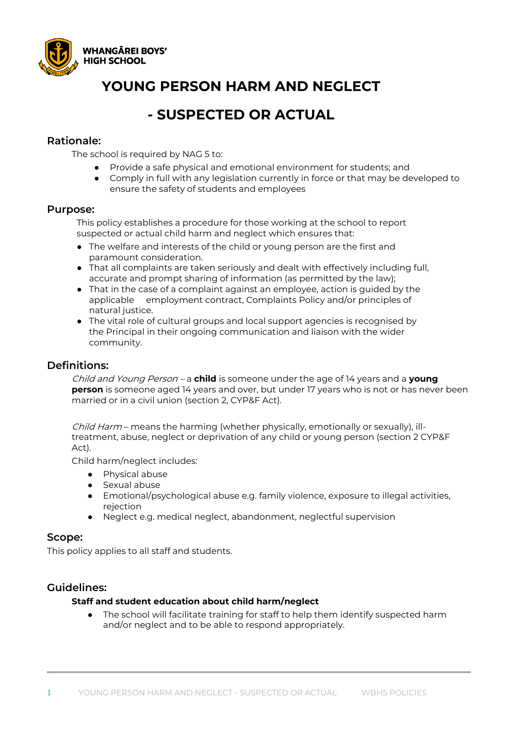WHANGĀREI BOYS' HIGH SCHOOL

# YOUNG PERSON HARM AND NEGLECT

# - SUSPECTED OR ACTUAL

## Rationale:

The school is required by NAG 5 to:

- Provide a safe physical and emotional environment for students; and
- Comply in full with any legislation currently in force or that may be developed to ensure the safety of students and employees

## Purpose:

This policy establishes a procedure for those working at the school to report suspected or actual child harm and neglect which ensures that:

- The welfare and interests of the child or young person are the first and paramount consideration.
- That all complaints are taken seriously and dealt with effectively including full, accurate and prompt sharing of information (as permitted by the law);
- That in the case of a complaint against an employee, action is guided by the applicable employment contract, Complaints Policy and/or principles of natural justice.
- The vital role of cultural groups and local support agencies is recognised by the Principal in their ongoing communication and liaison with the wider community.

## Definitions:

*Child and Young Person* – a **child** is someone under the age of 14 years and a **young person** is someone aged 14 years and over, but under 17 years who is not or has never been married or in a civil union (section 2, CYP&F Act).

*Child Harm* – means the harming (whether physically, emotionally or sexually), ill-treatment, abuse, neglect or deprivation of any child or young person (section 2 CYP&F Act).

Child harm/neglect includes:

- Physical abuse
- Sexual abuse
- Emotional/psychological abuse e.g. family violence, exposure to illegal activities, rejection
- Neglect e.g. medical neglect, abandonment, neglectful supervision

## Scope:

This policy applies to all staff and students.

## Guidelines:

### Staff and student education about child harm/neglect

- The school will facilitate training for staff to help them identify suspected harm and/or neglect and to be able to respond appropriately.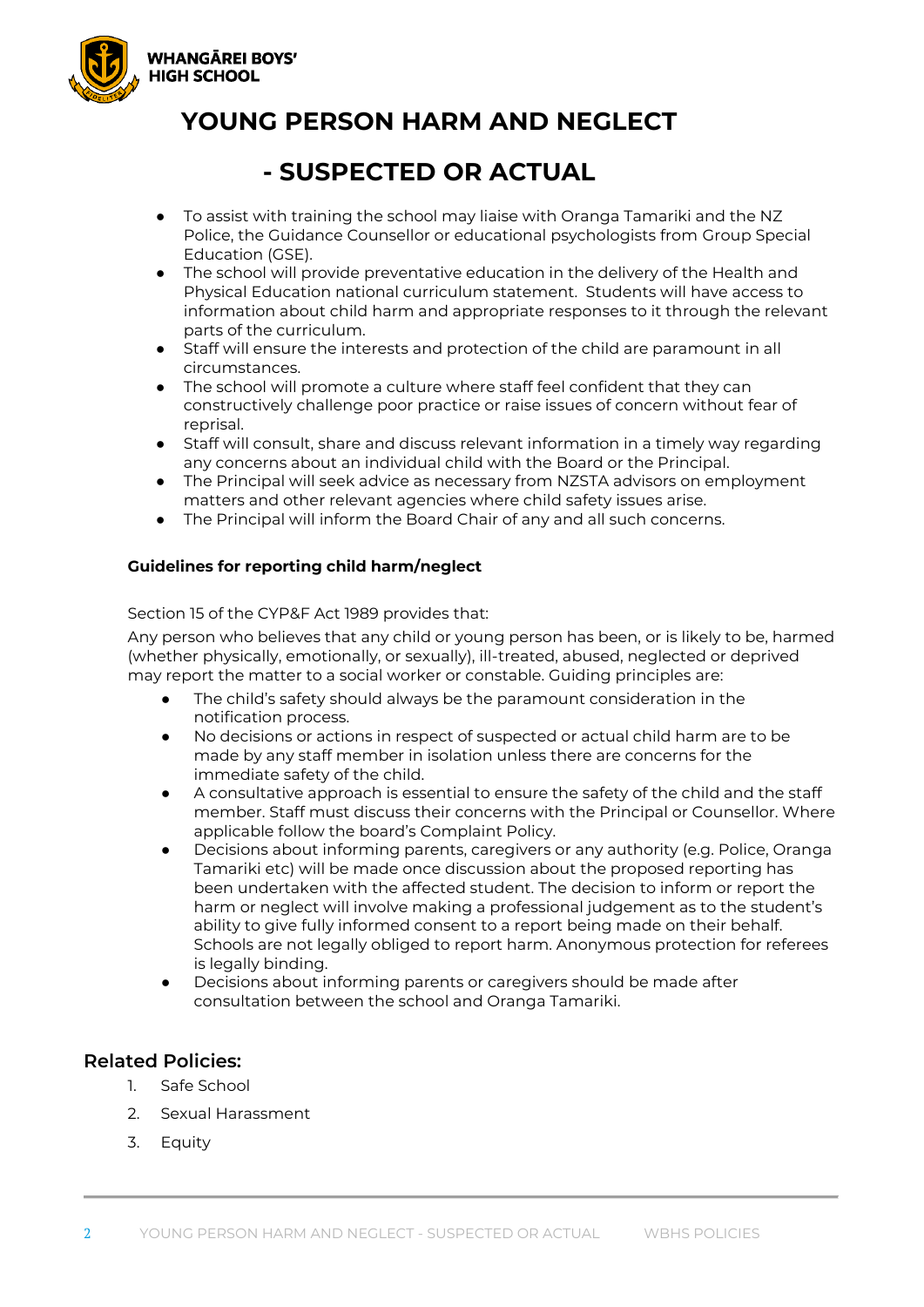# YOUNG PERSON HARM AND NEGLECT

# - SUSPECTED OR ACTUAL

- To assist with training the school may liaise with Oranga Tamariki and the NZ Police, the Guidance Counsellor or educational psychologists from Group Special Education (GSE).
- The school will provide preventative education in the delivery of the Health and Physical Education national curriculum statement. Students will have access to information about child harm and appropriate responses to it through the relevant parts of the curriculum.
- Staff will ensure the interests and protection of the child are paramount in all circumstances.
- The school will promote a culture where staff feel confident that they can constructively challenge poor practice or raise issues of concern without fear of reprisal.
- Staff will consult, share and discuss relevant information in a timely way regarding any concerns about an individual child with the Board or the Principal.
- The Principal will seek advice as necessary from NZSTA advisors on employment matters and other relevant agencies where child safety issues arise.
- The Principal will inform the Board Chair of any and all such concerns.

**Guidelines for reporting child harm/neglect**

Section 15 of the CYP&F Act 1989 provides that:

Any person who believes that any child or young person has been, or is likely to be, harmed (whether physically, emotionally, or sexually), ill-treated, abused, neglected or deprived may report the matter to a social worker or constable. Guiding principles are:

- The child's safety should always be the paramount consideration in the notification process.
- No decisions or actions in respect of suspected or actual child harm are to be made by any staff member in isolation unless there are concerns for the immediate safety of the child.
- A consultative approach is essential to ensure the safety of the child and the staff member. Staff must discuss their concerns with the Principal or Counsellor. Where applicable follow the board's Complaint Policy.
- Decisions about informing parents, caregivers or any authority (e.g. Police, Oranga Tamariki etc) will be made once discussion about the proposed reporting has been undertaken with the affected student. The decision to inform or report the harm or neglect will involve making a professional judgement as to the student's ability to give fully informed consent to a report being made on their behalf. Schools are not legally obliged to report harm. Anonymous protection for referees is legally binding.
- Decisions about informing parents or caregivers should be made after consultation between the school and Oranga Tamariki.

## Related Policies:

1. Safe School
2. Sexual Harassment
3. Equity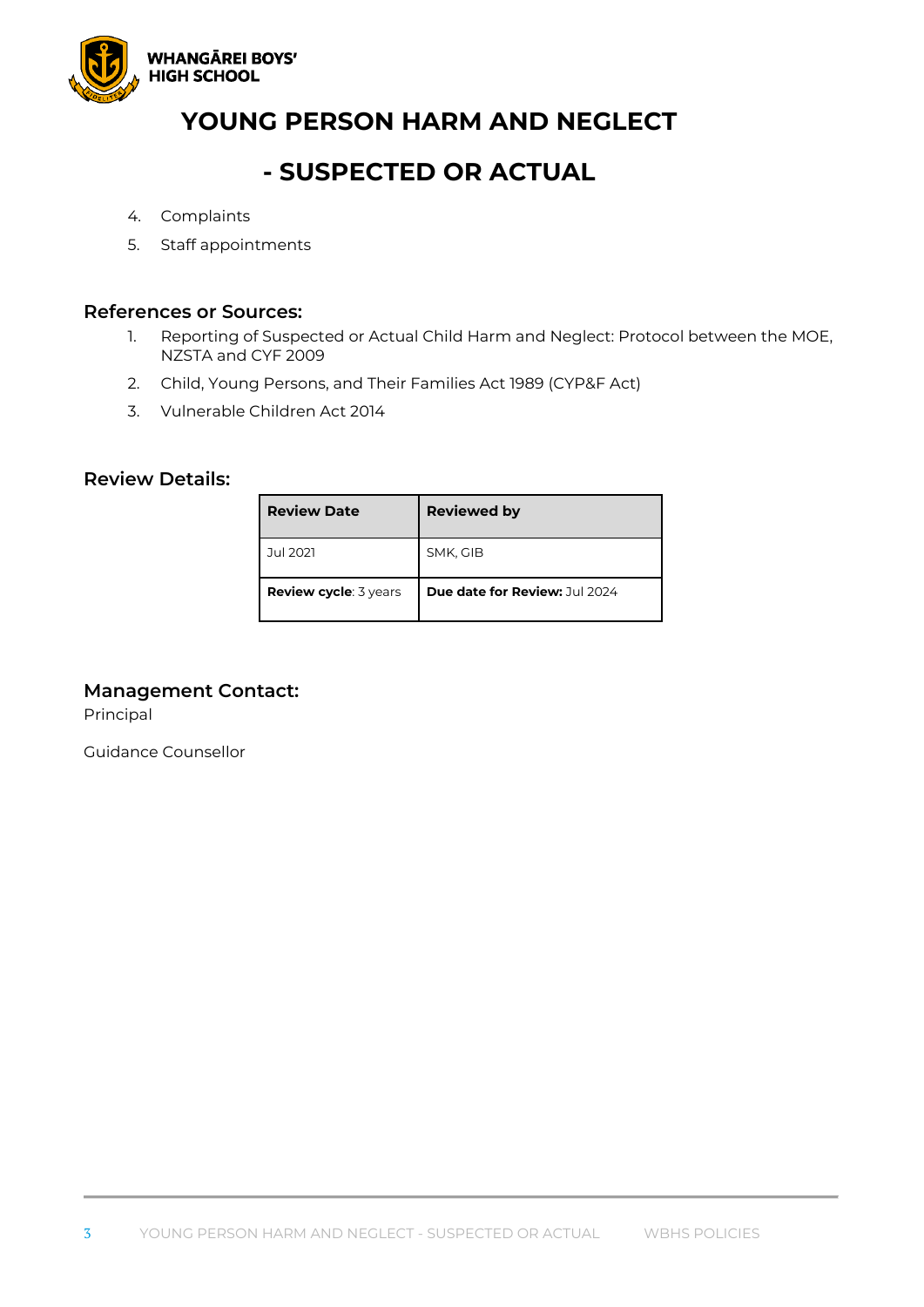# YOUNG PERSON HARM AND NEGLECT

# - SUSPECTED OR ACTUAL

4. Complaints
5. Staff appointments

## References or Sources:

1. Reporting of Suspected or Actual Child Harm and Neglect: Protocol between the MOE, NZSTA and CYF 2009
2. Child, Young Persons, and Their Families Act 1989 (CYP&F Act)
3. Vulnerable Children Act 2014

## Review Details:

| **Review Date** | **Reviewed by** |
|---|---|
| Jul 2021 | SMK, GIB |
| **Review cycle**: 3 years | **Due date for Review:** Jul 2024 |

## Management Contact:

Principal

Guidance Counsellor